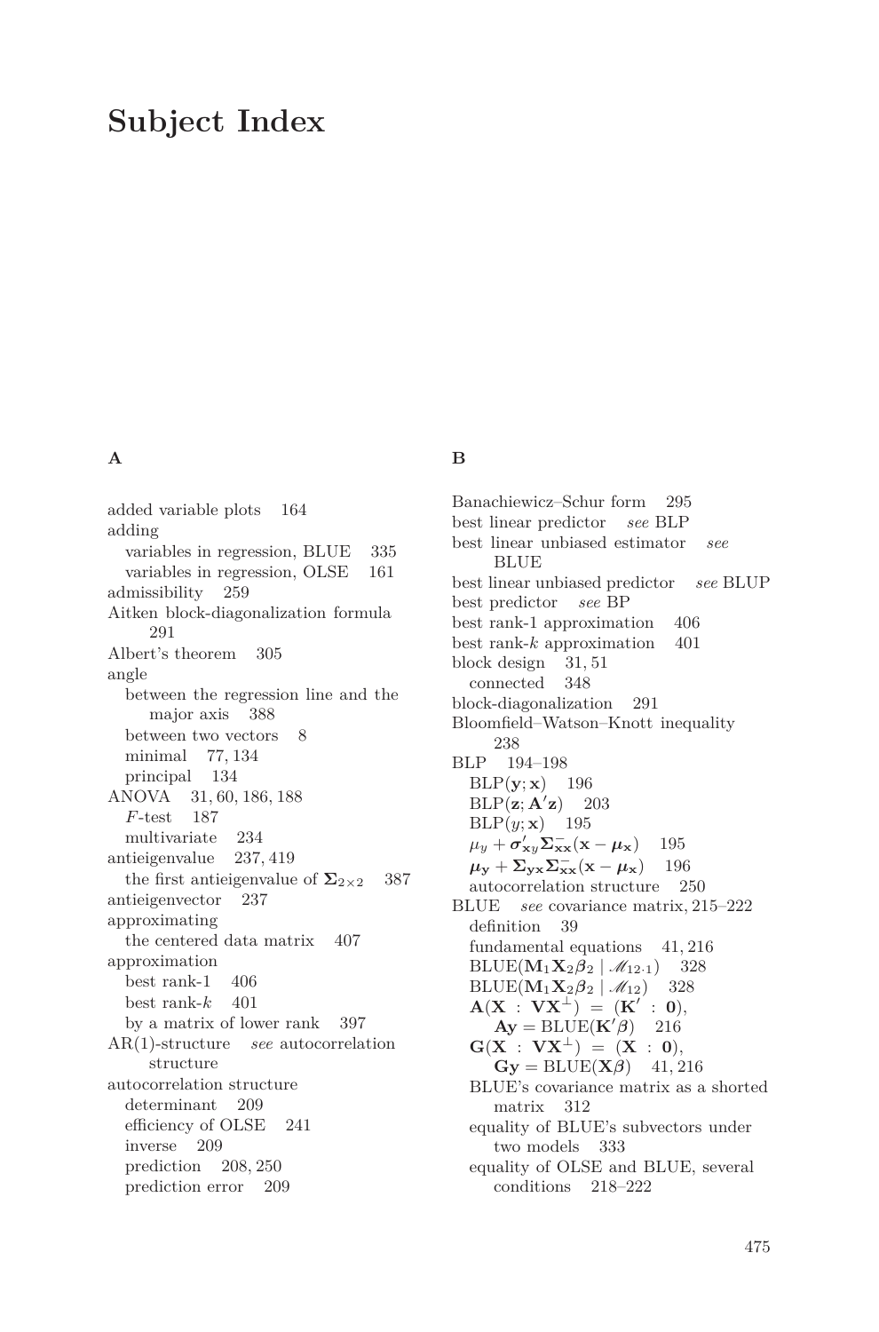# Subject Index

## A

added variable plots 164
adding
  variables in regression, BLUE 335
  variables in regression, OLSE 161
admissibility 259
Aitken block-diagonalization formula 291
Albert's theorem 305
angle
  between the regression line and the major axis 388
  between two vectors 8
  minimal 77, 134
  principal 134
ANOVA 31, 60, 186, 188
  $F$-test 187
  multivariate 234
antieigenvalue 237, 419
  the first antieigenvalue of $\boldsymbol{\Sigma}_{2\times 2}$ 387
antieigenvector 237
approximating
  the centered data matrix 407
approximation
  best rank-1 406
  best rank-$k$ 401
  by a matrix of lower rank 397
AR(1)-structure *see* autocorrelation structure
autocorrelation structure
  determinant 209
  efficiency of OLSE 241
  inverse 209
  prediction 208, 250
  prediction error 209

## B

Banachiewicz–Schur form 295
best linear predictor *see* BLP
best linear unbiased estimator *see* BLUE
best linear unbiased predictor *see* BLUP
best predictor *see* BP
best rank-1 approximation 406
best rank-$k$ approximation 401
block design 31, 51
  connected 348
block-diagonalization 291
Bloomfield–Watson–Knott inequality 238
BLP 194–198
  $\mathrm{BLP}(\mathbf{y};\mathbf{x})$ 196
  $\mathrm{BLP}(\mathbf{z};\mathbf{A}'\mathbf{z})$ 203
  $\mathrm{BLP}(y;\mathbf{x})$ 195
  $\mu_y + \boldsymbol{\sigma}'_{\mathbf{x}y}\boldsymbol{\Sigma}^{-}_{\mathbf{xx}}(\mathbf{x}-\boldsymbol{\mu}_{\mathbf{x}})$ 195
  $\boldsymbol{\mu}_{\mathbf{y}} + \boldsymbol{\Sigma}_{\mathbf{yx}}\boldsymbol{\Sigma}^{-}_{\mathbf{xx}}(\mathbf{x}-\boldsymbol{\mu}_{\mathbf{x}})$ 196
  autocorrelation structure 250
BLUE *see* covariance matrix, 215–222
  definition 39
  fundamental equations 41, 216
  $\mathrm{BLUE}(\mathbf{M}_1\mathbf{X}_2\boldsymbol{\beta}_2 \mid \mathscr{M}_{12\cdot 1})$ 328
  $\mathrm{BLUE}(\mathbf{M}_1\mathbf{X}_2\boldsymbol{\beta}_2 \mid \mathscr{M}_{12})$ 328
  $\mathbf{A}(\mathbf{X} : \mathbf{V}\mathbf{X}^{\perp}) = (\mathbf{K}' : \mathbf{0})$, $\mathbf{Ay} = \mathrm{BLUE}(\mathbf{K}'\boldsymbol{\beta})$ 216
  $\mathbf{G}(\mathbf{X} : \mathbf{V}\mathbf{X}^{\perp}) = (\mathbf{X} : \mathbf{0})$, $\mathbf{Gy} = \mathrm{BLUE}(\mathbf{X}\boldsymbol{\beta})$ 41, 216
  BLUE's covariance matrix as a shorted matrix 312
  equality of BLUE's subvectors under two models 333
  equality of OLSE and BLUE, several conditions 218–222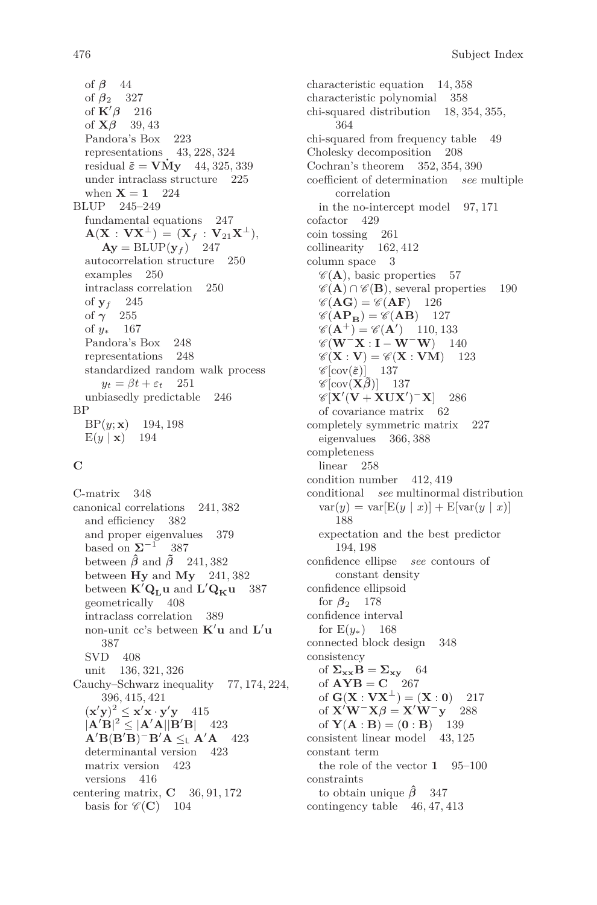of $\boldsymbol{\beta}$ 44
of $\boldsymbol{\beta}_2$ 327
of $\mathbf{K}'\boldsymbol{\beta}$ 216
of $\mathbf{X}\boldsymbol{\beta}$ 39, 43
Pandora's Box 223
representations 43, 228, 324
residual $\tilde{\boldsymbol{\varepsilon}} = \mathbf{V}\dot{\mathbf{M}}\mathbf{y}$ 44, 325, 339
under intraclass structure 225
when $\mathbf{X} = \mathbf{1}$ 224

BLUP 245–249
fundamental equations 247
$\mathbf{A}(\mathbf{X} : \mathbf{V}\mathbf{X}^{\perp}) = (\mathbf{X}_f : \mathbf{V}_{21}\mathbf{X}^{\perp})$, $\mathbf{A}\mathbf{y} = \mathrm{BLUP}(\mathbf{y}_f)$ 247
autocorrelation structure 250
examples 250
intraclass correlation 250
of $\mathbf{y}_f$ 245
of $\boldsymbol{\gamma}$ 255
of $y_*$ 167
Pandora's Box 248
representations 248
standardized random walk process $y_t = \beta t + \varepsilon_t$ 251
unbiasedly predictable 246

BP
$\mathrm{BP}(y; \mathbf{x})$ 194, 198
$\mathrm{E}(y \mid \mathbf{x})$ 194

## C

C-matrix 348
canonical correlations 241, 382
and efficiency 382
and proper eigenvalues 379
based on $\boldsymbol{\Sigma}^{-1}$ 387
between $\hat{\boldsymbol{\beta}}$ and $\tilde{\boldsymbol{\beta}}$ 241, 382
between $\mathbf{H}\mathbf{y}$ and $\mathbf{M}\mathbf{y}$ 241, 382
between $\mathbf{K}'\mathbf{Q}_{\mathbf{L}}\mathbf{u}$ and $\mathbf{L}'\mathbf{Q}_{\mathbf{K}}\mathbf{u}$ 387
geometrically 408
intraclass correlation 389
non-unit cc's between $\mathbf{K}'\mathbf{u}$ and $\mathbf{L}'\mathbf{u}$ 387
SVD 408
unit 136, 321, 326

Cauchy–Schwarz inequality 77, 174, 224, 396, 415, 421
$(\mathbf{x}'\mathbf{y})^2 \leq \mathbf{x}'\mathbf{x} \cdot \mathbf{y}'\mathbf{y}$ 415
$|\mathbf{A}'\mathbf{B}|^2 \leq |\mathbf{A}'\mathbf{A}||\mathbf{B}'\mathbf{B}|$ 423
$\mathbf{A}'\mathbf{B}(\mathbf{B}'\mathbf{B})^{-}\mathbf{B}'\mathbf{A} \leq_{\mathsf{L}} \mathbf{A}'\mathbf{A}$ 423
determinantal version 423
matrix version 423
versions 416

centering matrix, $\mathbf{C}$ 36, 91, 172
basis for $\mathscr{C}(\mathbf{C})$ 104

characteristic equation 14, 358
characteristic polynomial 358
chi-squared distribution 18, 354, 355, 364
chi-squared from frequency table 49
Cholesky decomposition 208
Cochran's theorem 352, 354, 390
coefficient of determination *see* multiple correlation
in the no-intercept model 97, 171

cofactor 429
coin tossing 261
collinearity 162, 412
column space 3
$\mathscr{C}(\mathbf{A})$, basic properties 57
$\mathscr{C}(\mathbf{A}) \cap \mathscr{C}(\mathbf{B})$, several properties 190
$\mathscr{C}(\mathbf{A}\mathbf{G}) = \mathscr{C}(\mathbf{A}\mathbf{F})$ 126
$\mathscr{C}(\mathbf{A}\mathbf{P}_{\mathbf{B}}) = \mathscr{C}(\mathbf{A}\mathbf{B})$ 127
$\mathscr{C}(\mathbf{A}^{+}) = \mathscr{C}(\mathbf{A}')$ 110, 133
$\mathscr{C}(\mathbf{W}^{-}\mathbf{X} : \mathbf{I} - \mathbf{W}^{-}\mathbf{W})$ 140
$\mathscr{C}(\mathbf{X} : \mathbf{V}) = \mathscr{C}(\mathbf{X} : \mathbf{V}\mathbf{M})$ 123
$\mathscr{C}[\mathrm{cov}(\tilde{\boldsymbol{\varepsilon}})]$ 137
$\mathscr{C}[\mathrm{cov}(\mathbf{X}\tilde{\boldsymbol{\beta}})]$ 137
$\mathscr{C}[\mathbf{X}'(\mathbf{V} + \mathbf{X}\mathbf{U}\mathbf{X}')^{-}\mathbf{X}]$ 286
of covariance matrix 62

completely symmetric matrix 227
eigenvalues 366, 388

completeness
linear 258

condition number 412, 419
conditional *see* multinormal distribution
$\mathrm{var}(y) = \mathrm{var}[\mathrm{E}(y \mid x)] + \mathrm{E}[\mathrm{var}(y \mid x)]$ 188
expectation and the best predictor 194, 198

confidence ellipse *see* contours of constant density
confidence ellipsoid
for $\boldsymbol{\beta}_2$ 178
confidence interval
for $\mathrm{E}(y_*)$ 168
connected block design 348
consistency
of $\boldsymbol{\Sigma}_{\mathbf{xx}}\mathbf{B} = \boldsymbol{\Sigma}_{\mathbf{xy}}$ 64
of $\mathbf{A}\mathbf{Y}\mathbf{B} = \mathbf{C}$ 267
of $\mathbf{G}(\mathbf{X} : \mathbf{V}\mathbf{X}^{\perp}) = (\mathbf{X} : \mathbf{0})$ 217
of $\mathbf{X}'\mathbf{W}^{-}\mathbf{X}\boldsymbol{\beta} = \mathbf{X}'\mathbf{W}^{-}\mathbf{y}$ 288
of $\mathbf{Y}(\mathbf{A} : \mathbf{B}) = (\mathbf{0} : \mathbf{B})$ 139

consistent linear model 43, 125
constant term
the role of the vector $\mathbf{1}$ 95–100
constraints
to obtain unique $\hat{\boldsymbol{\beta}}$ 347
contingency table 46, 47, 413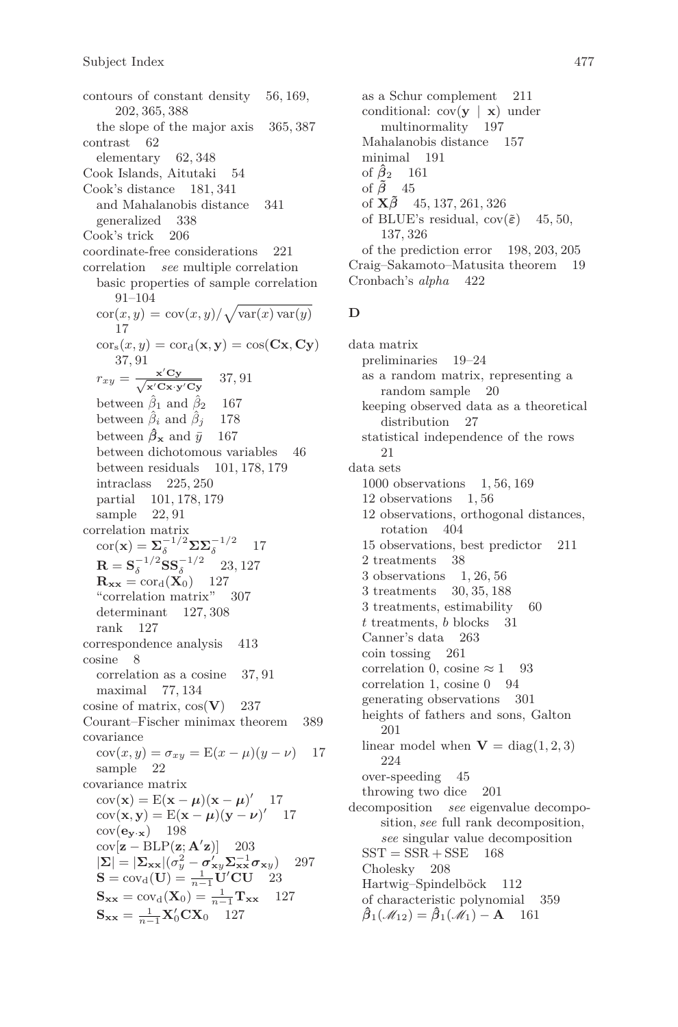contours of constant density 56, 169, 202, 365, 388
  the slope of the major axis 365, 387
contrast 62
  elementary 62, 348
Cook Islands, Aitutaki 54
Cook's distance 181, 341
  and Mahalanobis distance 341
  generalized 338
Cook's trick 206
coordinate-free considerations 221
correlation *see* multiple correlation
  basic properties of sample correlation 91–104
  $\operatorname{cor}(x, y) = \operatorname{cov}(x, y)/\sqrt{\operatorname{var}(x)\operatorname{var}(y)}$ 17
  $\operatorname{cor}_{\mathrm{s}}(x, y) = \operatorname{cor}_{\mathrm{d}}(\mathbf{x}, \mathbf{y}) = \cos(\mathbf{Cx}, \mathbf{Cy})$ 37, 91
  $r_{xy} = \frac{\mathbf{x}'\mathbf{Cy}}{\sqrt{\mathbf{x}'\mathbf{Cx}\cdot\mathbf{y}'\mathbf{Cy}}}$ 37, 91
  between $\hat{\beta}_1$ and $\hat{\beta}_2$ 167
  between $\hat{\beta}_i$ and $\hat{\beta}_j$ 178
  between $\hat{\boldsymbol{\beta}}_{\mathbf{x}}$ and $\bar{y}$ 167
  between dichotomous variables 46
  between residuals 101, 178, 179
  intraclass 225, 250
  partial 101, 178, 179
  sample 22, 91
correlation matrix
  $\operatorname{cor}(\mathbf{x}) = \boldsymbol{\Sigma}_\delta^{-1/2}\boldsymbol{\Sigma}\boldsymbol{\Sigma}_\delta^{-1/2}$ 17
  $\mathbf{R} = \mathbf{S}_\delta^{-1/2}\mathbf{S}\mathbf{S}_\delta^{-1/2}$ 23, 127
  $\mathbf{R}_{\mathbf{xx}} = \operatorname{cor}_{\mathrm{d}}(\mathbf{X}_0)$ 127
  "correlation matrix" 307
  determinant 127, 308
  rank 127
correspondence analysis 413
cosine 8
  correlation as a cosine 37, 91
  maximal 77, 134
cosine of matrix, $\cos(\mathbf{V})$ 237
Courant–Fischer minimax theorem 389
covariance
  $\operatorname{cov}(x, y) = \sigma_{xy} = \operatorname{E}(x-\mu)(y-\nu)$ 17
  sample 22
covariance matrix
  $\operatorname{cov}(\mathbf{x}) = \operatorname{E}(\mathbf{x}-\boldsymbol{\mu})(\mathbf{x}-\boldsymbol{\mu})'$ 17
  $\operatorname{cov}(\mathbf{x}, \mathbf{y}) = \operatorname{E}(\mathbf{x}-\boldsymbol{\mu})(\mathbf{y}-\boldsymbol{\nu})'$ 17
  $\operatorname{cov}(\mathbf{e}_{\mathbf{y}\cdot\mathbf{x}})$ 198
  $\operatorname{cov}[\mathbf{z} - \operatorname{BLP}(\mathbf{z}; \mathbf{A}'\mathbf{z})]$ 203
  $|\boldsymbol{\Sigma}| = |\boldsymbol{\Sigma}_{\mathbf{xx}}|(\sigma_y^2 - \boldsymbol{\sigma}_{\mathbf{xy}}'\boldsymbol{\Sigma}_{\mathbf{xx}}^{-1}\boldsymbol{\sigma}_{\mathbf{xy}})$ 297
  $\mathbf{S} = \operatorname{cov}_{\mathrm{d}}(\mathbf{U}) = \frac{1}{n-1}\mathbf{U}'\mathbf{CU}$ 23
  $\mathbf{S}_{\mathbf{xx}} = \operatorname{cov}_{\mathrm{d}}(\mathbf{X}_0) = \frac{1}{n-1}\mathbf{T}_{\mathbf{xx}}$ 127
  $\mathbf{S}_{\mathbf{xx}} = \frac{1}{n-1}\mathbf{X}_0'\mathbf{C}\mathbf{X}_0$ 127
  as a Schur complement 211
  conditional: $\operatorname{cov}(\mathbf{y} \mid \mathbf{x})$ under multinormality 197
  Mahalanobis distance 157
  minimal 191
  of $\hat{\boldsymbol{\beta}}_2$ 161
  of $\tilde{\boldsymbol{\beta}}$ 45
  of $\mathbf{X}\tilde{\boldsymbol{\beta}}$ 45, 137, 261, 326
  of BLUE's residual, $\operatorname{cov}(\tilde{\boldsymbol{\varepsilon}})$ 45, 50, 137, 326
  of the prediction error 198, 203, 205
Craig–Sakamoto–Matusita theorem 19
Cronbach's *alpha* 422

## D

data matrix
  preliminaries 19–24
  as a random matrix, representing a random sample 20
  keeping observed data as a theoretical distribution 27
  statistical independence of the rows 21
data sets
  1000 observations 1, 56, 169
  12 observations 1, 56
  12 observations, orthogonal distances, rotation 404
  15 observations, best predictor 211
  2 treatments 38
  3 observations 1, 26, 56
  3 treatments 30, 35, 188
  3 treatments, estimability 60
  $t$ treatments, $b$ blocks 31
  Canner's data 263
  coin tossing 261
  correlation 0, cosine $\approx 1$ 93
  correlation 1, cosine 0 94
  generating observations 301
  heights of fathers and sons, Galton 201
  linear model when $\mathbf{V} = \operatorname{diag}(1, 2, 3)$ 224
  over-speeding 45
  throwing two dice 201
decomposition *see* eigenvalue decomposition, *see* full rank decomposition, *see* singular value decomposition
  SST = SSR + SSE 168
  Cholesky 208
  Hartwig–Spindelböck 112
  of characteristic polynomial 359
  $\hat{\boldsymbol{\beta}}_1(\mathscr{M}_{12}) = \hat{\boldsymbol{\beta}}_1(\mathscr{M}_1) - \mathbf{A}$ 161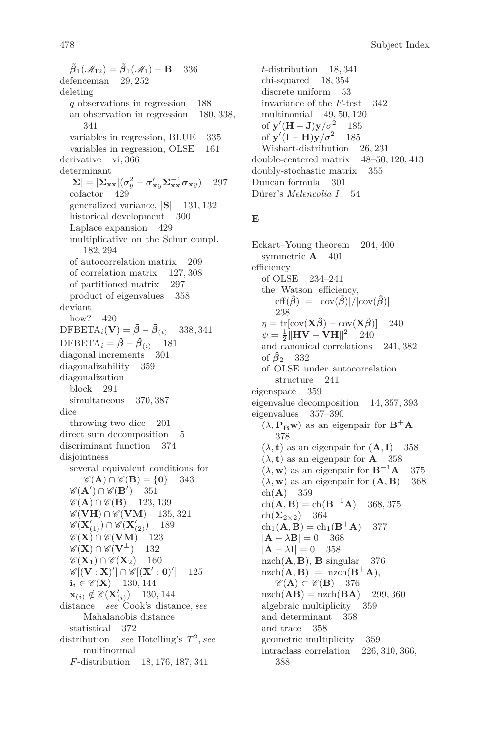$\tilde{\boldsymbol{\beta}}_1(\mathscr{M}_{12}) = \tilde{\boldsymbol{\beta}}_1(\mathscr{M}_1) - \mathbf{B}$ 336
defenceman 29, 252
deleting
  $q$ observations in regression 188
  an observation in regression 180, 338, 341
  variables in regression, BLUE 335
  variables in regression, OLSE 161
derivative vi, 366
determinant
  $|\boldsymbol{\Sigma}| = |\boldsymbol{\Sigma}_{\mathbf{xx}}|(\sigma_y^2 - \boldsymbol{\sigma}'_{\mathbf{x}y}\boldsymbol{\Sigma}_{\mathbf{xx}}^{-1}\boldsymbol{\sigma}_{\mathbf{x}y})$ 297
  cofactor 429
  generalized variance, $|\mathbf{S}|$ 131, 132
  historical development 300
  Laplace expansion 429
  multiplicative on the Schur compl. 182, 294
  of autocorrelation matrix 209
  of correlation matrix 127, 308
  of partitioned matrix 297
  product of eigenvalues 358
deviant
  how? 420
$\text{DFBETA}_i(\mathbf{V}) = \tilde{\boldsymbol{\beta}} - \tilde{\boldsymbol{\beta}}_{(i)}$ 338, 341
$\text{DFBETA}_i = \hat{\boldsymbol{\beta}} - \hat{\boldsymbol{\beta}}_{(i)}$ 181
diagonal increments 301
diagonalizability 359
diagonalization
  block 291
  simultaneous 370, 387
dice
  throwing two dice 201
direct sum decomposition 5
discriminant function 374
disjointness
  several equivalent conditions for $\mathscr{C}(\mathbf{A}) \cap \mathscr{C}(\mathbf{B}) = \{\mathbf{0}\}$ 343
  $\mathscr{C}(\mathbf{A}') \cap \mathscr{C}(\mathbf{B}')$ 351
  $\mathscr{C}(\mathbf{A}) \cap \mathscr{C}(\mathbf{B})$ 123, 139
  $\mathscr{C}(\mathbf{VH}) \cap \mathscr{C}(\mathbf{VM})$ 135, 321
  $\mathscr{C}(\mathbf{X}'_{(1)}) \cap \mathscr{C}(\mathbf{X}'_{(2)})$ 189
  $\mathscr{C}(\mathbf{X}) \cap \mathscr{C}(\mathbf{VM})$ 123
  $\mathscr{C}(\mathbf{X}) \cap \mathscr{C}(\mathbf{V}^{\perp})$ 132
  $\mathscr{C}(\mathbf{X}_1) \cap \mathscr{C}(\mathbf{X}_2)$ 160
  $\mathscr{C}[(\mathbf{V} : \mathbf{X})'] \cap \mathscr{C}[(\mathbf{X}' : \mathbf{0})']$ 125
  $\mathbf{i}_i \in \mathscr{C}(\mathbf{X})$ 130, 144
  $\mathbf{x}_{(i)} \notin \mathscr{C}(\mathbf{X}'_{(i)})$ 130, 144
distance *see* Cook's distance, *see* Mahalanobis distance
  statistical 372
distribution *see* Hotelling's $T^2$, *see* multinormal
  $F$-distribution 18, 176, 187, 341
  $t$-distribution 18, 341
  chi-squared 18, 354
  discrete uniform 53
  invariance of the $F$-test 342
  multinomial 49, 50, 120
  of $\mathbf{y}'(\mathbf{H} - \mathbf{J})\mathbf{y}/\sigma^2$ 185
  of $\mathbf{y}'(\mathbf{I} - \mathbf{H})\mathbf{y}/\sigma^2$ 185
  Wishart-distribution 26, 231
double-centered matrix 48–50, 120, 413
doubly-stochastic matrix 355
Duncan formula 301
Dürer's *Melencolia I* 54

**E**

Eckart–Young theorem 204, 400
  symmetric $\mathbf{A}$ 401
efficiency
  of OLSE 234–241
  the Watson efficiency, $\text{eff}(\hat{\boldsymbol{\beta}}) = |\text{cov}(\tilde{\boldsymbol{\beta}})|/|\text{cov}(\hat{\boldsymbol{\beta}})|$ 238
  $\eta = \text{tr}[\text{cov}(\mathbf{X}\hat{\boldsymbol{\beta}}) - \text{cov}(\mathbf{X}\tilde{\boldsymbol{\beta}})]$ 240
  $\psi = \frac{1}{2}\|\mathbf{HV} - \mathbf{VH}\|^2$ 240
  and canonical correlations 241, 382
  of $\hat{\boldsymbol{\beta}}_2$ 332
  of OLSE under autocorrelation structure 241
eigenspace 359
eigenvalue decomposition 14, 357, 393
eigenvalues 357–390
  $(\lambda, \mathbf{P_B}\mathbf{w})$ as an eigenpair for $\mathbf{B}^+\mathbf{A}$ 378
  $(\lambda, \mathbf{t})$ as an eigenpair for $(\mathbf{A}, \mathbf{I})$ 358
  $(\lambda, \mathbf{t})$ as an eigenpair for $\mathbf{A}$ 358
  $(\lambda, \mathbf{w})$ as an eigenpair for $\mathbf{B}^{-1}\mathbf{A}$ 375
  $(\lambda, \mathbf{w})$ as an eigenpair for $(\mathbf{A}, \mathbf{B})$ 368
  $\text{ch}(\mathbf{A})$ 359
  $\text{ch}(\mathbf{A}, \mathbf{B}) = \text{ch}(\mathbf{B}^{-1}\mathbf{A})$ 368, 375
  $\text{ch}(\boldsymbol{\Sigma}_{2\times 2})$ 364
  $\text{ch}_1(\mathbf{A}, \mathbf{B}) = \text{ch}_1(\mathbf{B}^+\mathbf{A})$ 377
  $|\mathbf{A} - \lambda\mathbf{B}| = 0$ 368
  $|\mathbf{A} - \lambda\mathbf{I}| = 0$ 358
  $\text{nzch}(\mathbf{A}, \mathbf{B})$, $\mathbf{B}$ singular 376
  $\text{nzch}(\mathbf{A}, \mathbf{B}) = \text{nzch}(\mathbf{B}^+\mathbf{A})$, $\mathscr{C}(\mathbf{A}) \subset \mathscr{C}(\mathbf{B})$ 376
  $\text{nzch}(\mathbf{AB}) = \text{nzch}(\mathbf{BA})$ 299, 360
  algebraic multiplicity 359
  and determinant 358
  and trace 358
  geometric multiplicity 359
  intraclass correlation 226, 310, 366, 388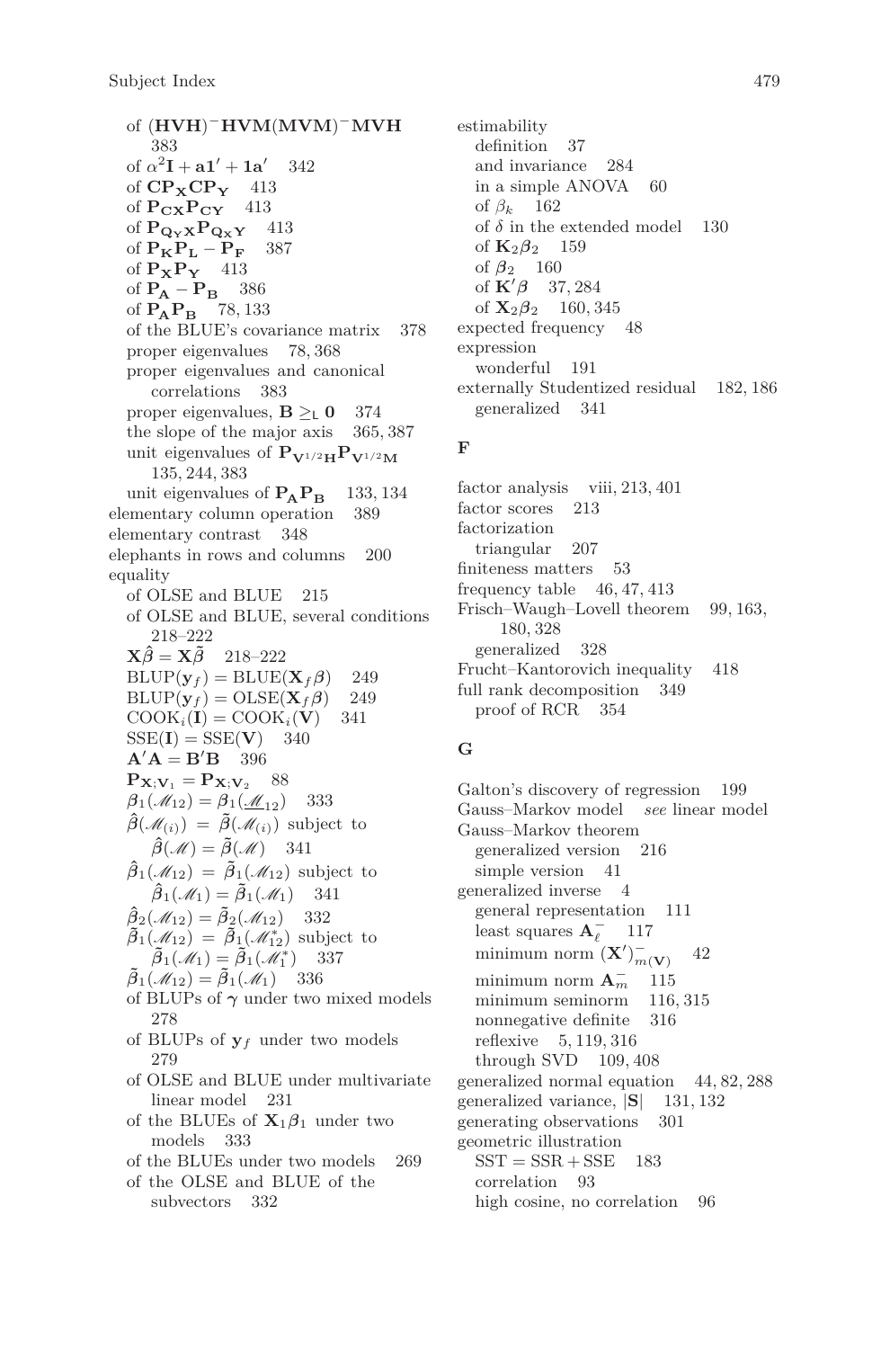of $(\mathbf{HVH})^-\mathbf{HVM}(\mathbf{MVM})^-\mathbf{MVH}$ 383
of $\alpha^2\mathbf{I} + \mathbf{a1}' + \mathbf{1a}'$ 342
of $\mathbf{CP_XCP_Y}$ 413
of $\mathbf{P_{CX}P_{CY}}$ 413
of $\mathbf{P_{Q_YX}P_{Q_XY}}$ 413
of $\mathbf{P_KP_L} - \mathbf{P_F}$ 387
of $\mathbf{P_XP_Y}$ 413
of $\mathbf{P_A} - \mathbf{P_B}$ 386
of $\mathbf{P_AP_B}$ 78, 133
of the BLUE's covariance matrix 378
proper eigenvalues 78, 368
proper eigenvalues and canonical correlations 383
proper eigenvalues, $\mathbf{B} \geq_L \mathbf{0}$ 374
the slope of the major axis 365, 387
unit eigenvalues of $\mathbf{P_{V^{1/2}H}P_{V^{1/2}M}}$ 135, 244, 383
unit eigenvalues of $\mathbf{P_AP_B}$ 133, 134
elementary column operation 389
elementary contrast 348
elephants in rows and columns 200
equality
of OLSE and BLUE 215
of OLSE and BLUE, several conditions 218–222
$\mathbf{X}\hat{\boldsymbol{\beta}} = \mathbf{X}\tilde{\boldsymbol{\beta}}$ 218–222
$\mathrm{BLUP}(\mathbf{y}_f) = \mathrm{BLUE}(\mathbf{X}_f\boldsymbol{\beta})$ 249
$\mathrm{BLUP}(\mathbf{y}_f) = \mathrm{OLSE}(\mathbf{X}_f\boldsymbol{\beta})$ 249
$\mathrm{COOK}_i(\mathbf{I}) = \mathrm{COOK}_i(\mathbf{V})$ 341
$\mathrm{SSE}(\mathbf{I}) = \mathrm{SSE}(\mathbf{V})$ 340
$\mathbf{A}'\mathbf{A} = \mathbf{B}'\mathbf{B}$ 396
$\mathbf{P}_{\mathbf{X};\mathbf{V}_1} = \mathbf{P}_{\mathbf{X};\mathbf{V}_2}$ 88
$\boldsymbol{\beta}_1(\mathscr{M}_{12}) = \boldsymbol{\beta}_1(\underline{\mathscr{M}}_{12})$ 333
$\hat{\boldsymbol{\beta}}(\mathscr{M}_{(i)}) = \tilde{\boldsymbol{\beta}}(\mathscr{M}_{(i)})$ subject to $\hat{\boldsymbol{\beta}}(\mathscr{M}) = \tilde{\boldsymbol{\beta}}(\mathscr{M})$ 341
$\hat{\boldsymbol{\beta}}_1(\mathscr{M}_{12}) = \tilde{\boldsymbol{\beta}}_1(\mathscr{M}_{12})$ subject to $\hat{\boldsymbol{\beta}}_1(\mathscr{M}_1) = \tilde{\boldsymbol{\beta}}_1(\mathscr{M}_1)$ 341
$\hat{\boldsymbol{\beta}}_2(\mathscr{M}_{12}) = \tilde{\boldsymbol{\beta}}_2(\mathscr{M}_{12})$ 332
$\tilde{\boldsymbol{\beta}}_1(\mathscr{M}_{12}) = \tilde{\boldsymbol{\beta}}_1(\mathscr{M}_{12}^*)$ subject to $\tilde{\boldsymbol{\beta}}_1(\mathscr{M}_1) = \tilde{\boldsymbol{\beta}}_1(\mathscr{M}_1^*)$ 337
$\tilde{\boldsymbol{\beta}}_1(\mathscr{M}_{12}) = \tilde{\boldsymbol{\beta}}_1(\mathscr{M}_1)$ 336
of BLUPs of $\boldsymbol{\gamma}$ under two mixed models 278
of BLUPs of $\mathbf{y}_f$ under two models 279
of OLSE and BLUE under multivariate linear model 231
of the BLUEs of $\mathbf{X}_1\boldsymbol{\beta}_1$ under two models 333
of the BLUEs under two models 269
of the OLSE and BLUE of the subvectors 332

estimability
definition 37
and invariance 284
in a simple ANOVA 60
of $\beta_k$ 162
of $\delta$ in the extended model 130
of $\mathbf{K}_2\boldsymbol{\beta}_2$ 159
of $\boldsymbol{\beta}_2$ 160
of $\mathbf{K}'\boldsymbol{\beta}$ 37, 284
of $\mathbf{X}_2\boldsymbol{\beta}_2$ 160, 345
expected frequency 48
expression
wonderful 191
externally Studentized residual 182, 186
generalized 341

## F

factor analysis viii, 213, 401
factor scores 213
factorization
triangular 207
finiteness matters 53
frequency table 46, 47, 413
Frisch–Waugh–Lovell theorem 99, 163, 180, 328
generalized 328
Frucht–Kantorovich inequality 418
full rank decomposition 349
proof of RCR 354

## G

Galton's discovery of regression 199
Gauss–Markov model *see* linear model
Gauss–Markov theorem
generalized version 216
simple version 41
generalized inverse 4
general representation 111
least squares $\mathbf{A}_\ell^-$ 117
minimum norm $(\mathbf{X}')^-_{m(\mathbf{V})}$ 42
minimum norm $\mathbf{A}_m^-$ 115
minimum seminorm 116, 315
nonnegative definite 316
reflexive 5, 119, 316
through SVD 109, 408
generalized normal equation 44, 82, 288
generalized variance, $|\mathbf{S}|$ 131, 132
generating observations 301
geometric illustration
$\mathrm{SST} = \mathrm{SSR} + \mathrm{SSE}$ 183
correlation 93
high cosine, no correlation 96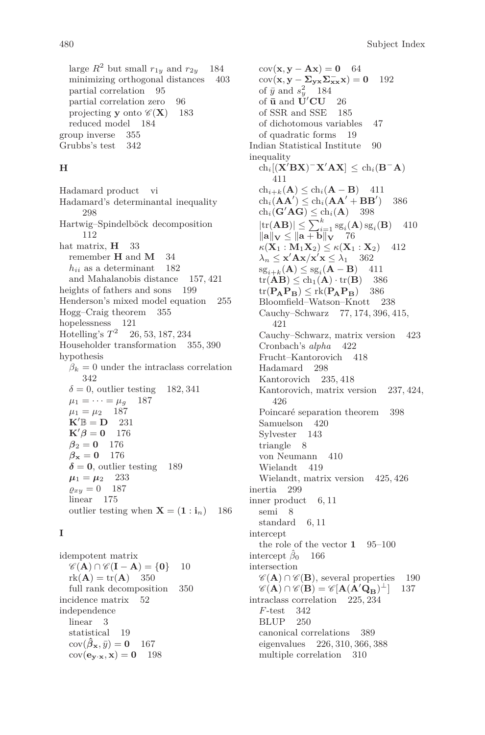large $R^2$ but small $r_{1y}$ and $r_{2y}$ 184
minimizing orthogonal distances 403
partial correlation 95
partial correlation zero 96
projecting $\mathbf{y}$ onto $\mathscr{C}(\mathbf{X})$ 183
reduced model 184
group inverse 355
Grubbs's test 342

## H

Hadamard product vi
Hadamard's determinantal inequality 298
Hartwig–Spindelböck decomposition 112
hat matrix, $\mathbf{H}$ 33
remember $\mathbf{H}$ and $\mathbf{M}$ 34
$h_{ii}$ as a determinant 182
and Mahalanobis distance 157, 421
heights of fathers and sons 199
Henderson's mixed model equation 255
Hogg–Craig theorem 355
hopelessness 121
Hotelling's $T^2$ 26, 53, 187, 234
Householder transformation 355, 390
hypothesis
$\beta_k = 0$ under the intraclass correlation 342
$\delta = 0$, outlier testing 182, 341
$\mu_1 = \cdots = \mu_g$ 187
$\mu_1 = \mu_2$ 187
$\mathbf{K}'\mathbb{B} = \mathbf{D}$ 231
$\mathbf{K}'\boldsymbol{\beta} = \mathbf{0}$ 176
$\boldsymbol{\beta}_2 = \mathbf{0}$ 176
$\boldsymbol{\beta}_{\mathbf{x}} = \mathbf{0}$ 176
$\boldsymbol{\delta} = \mathbf{0}$, outlier testing 189
$\boldsymbol{\mu}_1 = \boldsymbol{\mu}_2$ 233
$\varrho_{xy} = 0$ 187
linear 175
outlier testing when $\mathbf{X} = (\mathbf{1} : \mathbf{i}_n)$ 186

## I

idempotent matrix
$\mathscr{C}(\mathbf{A}) \cap \mathscr{C}(\mathbf{I} - \mathbf{A}) = \{\mathbf{0}\}$ 10
$\mathrm{rk}(\mathbf{A}) = \mathrm{tr}(\mathbf{A})$ 350
full rank decomposition 350
incidence matrix 52
independence
linear 3
statistical 19
$\mathrm{cov}(\hat{\boldsymbol{\beta}}_{\mathbf{x}}, \bar{y}) = \mathbf{0}$ 167
$\mathrm{cov}(\mathbf{e}_{\mathbf{y}\cdot\mathbf{x}}, \mathbf{x}) = \mathbf{0}$ 198
$\mathrm{cov}(\mathbf{x}, \mathbf{y} - \mathbf{A}\mathbf{x}) = \mathbf{0}$ 64
$\mathrm{cov}(\mathbf{x}, \mathbf{y} - \boldsymbol{\Sigma}_{\mathbf{yx}}\boldsymbol{\Sigma}_{\mathbf{xx}}^{-}\mathbf{x}) = \mathbf{0}$ 192
of $\bar{y}$ and $s_y^2$ 184
of $\bar{\mathbf{u}}$ and $\mathbf{U}'\mathbf{C}\mathbf{U}$ 26
of SSR and SSE 185
of dichotomous variables 47
of quadratic forms 19
Indian Statistical Institute 90
inequality
$\mathrm{ch}_i[(\mathbf{X}'\mathbf{B}\mathbf{X})^{-}\mathbf{X}'\mathbf{A}\mathbf{X}] \leq \mathrm{ch}_i(\mathbf{B}^{-}\mathbf{A})$ 411
$\mathrm{ch}_{i+k}(\mathbf{A}) \leq \mathrm{ch}_i(\mathbf{A} - \mathbf{B})$ 411
$\mathrm{ch}_i(\mathbf{A}\mathbf{A}') \leq \mathrm{ch}_i(\mathbf{A}\mathbf{A}' + \mathbf{B}\mathbf{B}')$ 386
$\mathrm{ch}_i(\mathbf{G}'\mathbf{A}\mathbf{G}) \leq \mathrm{ch}_i(\mathbf{A})$ 398
$|\mathrm{tr}(\mathbf{A}\mathbf{B})| \leq \sum_{i=1}^{k} \mathrm{sg}_i(\mathbf{A})\,\mathrm{sg}_i(\mathbf{B})$ 410
$\|\mathbf{a}\|_{\mathbf{V}} \leq \|\mathbf{a} + \mathbf{b}\|_{\mathbf{V}}$ 76
$\kappa(\mathbf{X}_1 : \mathbf{M}_1\mathbf{X}_2) \leq \kappa(\mathbf{X}_1 : \mathbf{X}_2)$ 412
$\lambda_n \leq \mathbf{x}'\mathbf{A}\mathbf{x}/\mathbf{x}'\mathbf{x} \leq \lambda_1$ 362
$\mathrm{sg}_{i+k}(\mathbf{A}) \leq \mathrm{sg}_i(\mathbf{A} - \mathbf{B})$ 411
$\mathrm{tr}(\mathbf{A}\mathbf{B}) \leq \mathrm{ch}_1(\mathbf{A}) \cdot \mathrm{tr}(\mathbf{B})$ 386
$\mathrm{tr}(\mathbf{P}_{\mathbf{A}}\mathbf{P}_{\mathbf{B}}) \leq \mathrm{rk}(\mathbf{P}_{\mathbf{A}}\mathbf{P}_{\mathbf{B}})$ 386
Bloomfield–Watson–Knott 238
Cauchy–Schwarz 77, 174, 396, 415, 421
Cauchy–Schwarz, matrix version 423
Cronbach's *alpha* 422
Frucht–Kantorovich 418
Hadamard 298
Kantorovich 235, 418
Kantorovich, matrix version 237, 424, 426
Poincaré separation theorem 398
Samuelson 420
Sylvester 143
triangle 8
von Neumann 410
Wielandt 419
Wielandt, matrix version 425, 426
inertia 299
inner product 6, 11
semi 8
standard 6, 11
intercept
the role of the vector $\mathbf{1}$ 95–100
intercept $\hat{\beta}_0$ 166
intersection
$\mathscr{C}(\mathbf{A}) \cap \mathscr{C}(\mathbf{B})$, several properties 190
$\mathscr{C}(\mathbf{A}) \cap \mathscr{C}(\mathbf{B}) = \mathscr{C}[\mathbf{A}(\mathbf{A}'\mathbf{Q}_{\mathbf{B}})^{\perp}]$ 137
intraclass correlation 225, 234
$F$-test 342
BLUP 250
canonical correlations 389
eigenvalues 226, 310, 366, 388
multiple correlation 310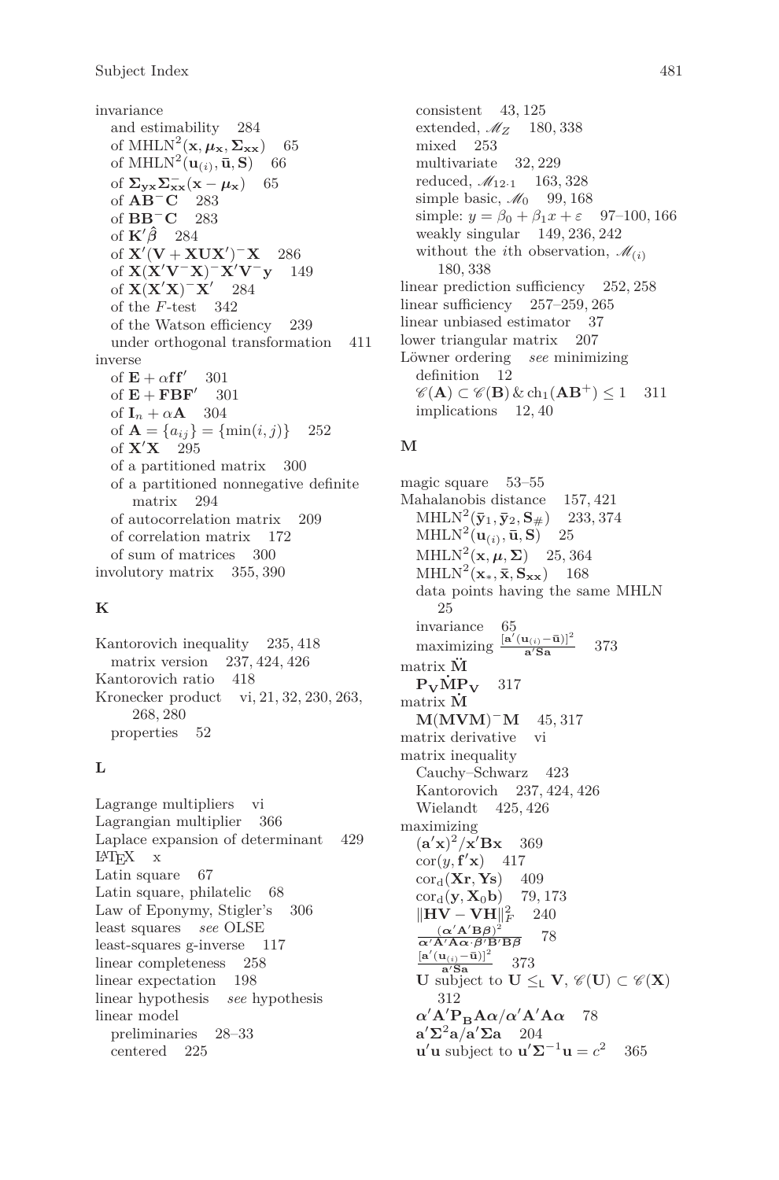invariance
- and estimability 284
- of $\mathrm{MHLN}^2(\mathbf{x}, \boldsymbol{\mu}_{\mathbf{x}}, \boldsymbol{\Sigma}_{\mathbf{xx}})$ 65
- of $\mathrm{MHLN}^2(\mathbf{u}_{(i)}, \bar{\mathbf{u}}, \mathbf{S})$ 66
- of $\boldsymbol{\Sigma}_{\mathbf{yx}}\boldsymbol{\Sigma}_{\mathbf{xx}}^{-}(\mathbf{x}-\boldsymbol{\mu}_{\mathbf{x}})$ 65
- of $\mathbf{AB}^{-}\mathbf{C}$ 283
- of $\mathbf{BB}^{-}\mathbf{C}$ 283
- of $\mathbf{K}'\hat{\boldsymbol{\beta}}$ 284
- of $\mathbf{X}'(\mathbf{V}+\mathbf{XUX}')^{-}\mathbf{X}$ 286
- of $\mathbf{X}(\mathbf{X}'\mathbf{V}^{-}\mathbf{X})^{-}\mathbf{X}'\mathbf{V}^{-}\mathbf{y}$ 149
- of $\mathbf{X}(\mathbf{X}'\mathbf{X})^{-}\mathbf{X}'$ 284
- of the $F$-test 342
- of the Watson efficiency 239
- under orthogonal transformation 411

inverse
- of $\mathbf{E}+\alpha\mathbf{ff}'$ 301
- of $\mathbf{E}+\mathbf{FBF}'$ 301
- of $\mathbf{I}_n+\alpha\mathbf{A}$ 304
- of $\mathbf{A}=\{a_{ij}\}=\{\min(i,j)\}$ 252
- of $\mathbf{X}'\mathbf{X}$ 295
- of a partitioned matrix 300
- of a partitioned nonnegative definite matrix 294
- of autocorrelation matrix 209
- of correlation matrix 172
- of sum of matrices 300

involutory matrix 355, 390

## K

Kantorovich inequality 235, 418
- matrix version 237, 424, 426

Kantorovich ratio 418

Kronecker product vi, 21, 32, 230, 263, 268, 280
- properties 52

## L

Lagrange multipliers vi

Lagrangian multiplier 366

Laplace expansion of determinant 429

LaTeX x

Latin square 67

Latin square, philatelic 68

Law of Eponymy, Stigler's 306

least squares *see* OLSE

least-squares g-inverse 117

linear completeness 258

linear expectation 198

linear hypothesis *see* hypothesis

linear model
- preliminaries 28–33
- centered 225
- consistent 43, 125
- extended, $\mathscr{M}_Z$ 180, 338
- mixed 253
- multivariate 32, 229
- reduced, $\mathscr{M}_{12\cdot 1}$ 163, 328
- simple basic, $\mathscr{M}_0$ 99, 168
- simple: $y=\beta_0+\beta_1 x+\varepsilon$ 97–100, 166
- weakly singular 149, 236, 242
- without the $i$th observation, $\mathscr{M}_{(i)}$ 180, 338

linear prediction sufficiency 252, 258

linear sufficiency 257–259, 265

linear unbiased estimator 37

lower triangular matrix 207

Löwner ordering *see* minimizing
- definition 12
- $\mathscr{C}(\mathbf{A})\subset\mathscr{C}(\mathbf{B})\,\&\,\mathrm{ch}_1(\mathbf{AB}^{+})\le 1$ 311
- implications 12, 40

## M

magic square 53–55

Mahalanobis distance 157, 421
- $\mathrm{MHLN}^2(\bar{\mathbf{y}}_1, \bar{\mathbf{y}}_2, \mathbf{S}_{\#})$ 233, 374
- $\mathrm{MHLN}^2(\mathbf{u}_{(i)}, \bar{\mathbf{u}}, \mathbf{S})$ 25
- $\mathrm{MHLN}^2(\mathbf{x}, \boldsymbol{\mu}, \boldsymbol{\Sigma})$ 25, 364
- $\mathrm{MHLN}^2(\mathbf{x}_*, \bar{\mathbf{x}}, \mathbf{S}_{\mathbf{xx}})$ 168
- data points having the same MHLN 25
- invariance 65
- maximizing $\frac{[\mathbf{a}'(\mathbf{u}_{(i)}-\bar{\mathbf{u}})]^2}{\mathbf{a}'\mathbf{Sa}}$ 373

matrix $\ddot{\mathbf{M}}$
- $\mathbf{P_V}\dot{\mathbf{M}}\mathbf{P_V}$ 317

matrix $\dot{\mathbf{M}}$
- $\mathbf{M}(\mathbf{MVM})^{-}\mathbf{M}$ 45, 317

matrix derivative vi

matrix inequality
- Cauchy–Schwarz 423
- Kantorovich 237, 424, 426
- Wielandt 425, 426

maximizing
- $(\mathbf{a}'\mathbf{x})^2/\mathbf{x}'\mathbf{Bx}$ 369
- $\mathrm{cor}(y, \mathbf{f}'\mathbf{x})$ 417
- $\mathrm{cor_d}(\mathbf{Xr}, \mathbf{Ys})$ 409
- $\mathrm{cor_d}(\mathbf{y}, \mathbf{X}_0\mathbf{b})$ 79, 173
- $\|\mathbf{HV}-\mathbf{VH}\|_F^2$ 240
- $\frac{(\boldsymbol{\alpha}'\mathbf{A}'\mathbf{B}\boldsymbol{\beta})^2}{\boldsymbol{\alpha}'\mathbf{A}'\mathbf{A}\boldsymbol{\alpha}\cdot\boldsymbol{\beta}'\mathbf{B}'\mathbf{B}\boldsymbol{\beta}}$ 78
- $\frac{[\mathbf{a}'(\mathbf{u}_{(i)}-\bar{\mathbf{u}})]^2}{\mathbf{a}'\mathbf{Sa}}$ 373
- $\mathbf{U}$ subject to $\mathbf{U}\le_{\mathsf{L}}\mathbf{V}$, $\mathscr{C}(\mathbf{U})\subset\mathscr{C}(\mathbf{X})$ 312
- $\boldsymbol{\alpha}'\mathbf{A}'\mathbf{P_B}\mathbf{A}\boldsymbol{\alpha}/\boldsymbol{\alpha}'\mathbf{A}'\mathbf{A}\boldsymbol{\alpha}$ 78
- $\mathbf{a}'\boldsymbol{\Sigma}^2\mathbf{a}/\mathbf{a}'\boldsymbol{\Sigma}\mathbf{a}$ 204
- $\mathbf{u}'\mathbf{u}$ subject to $\mathbf{u}'\boldsymbol{\Sigma}^{-1}\mathbf{u}=c^2$ 365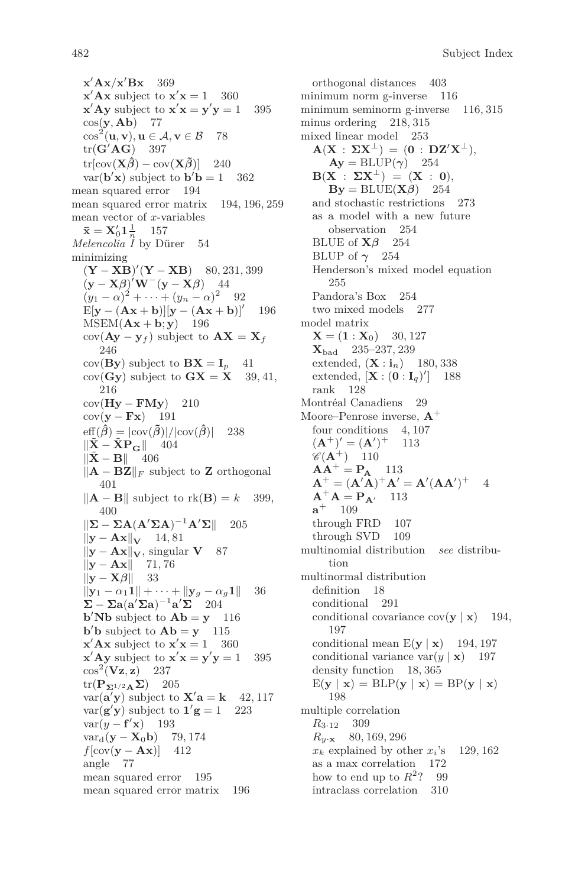$\mathbf{x}'\mathbf{A}\mathbf{x}/\mathbf{x}'\mathbf{B}\mathbf{x}$ 369
$\mathbf{x}'\mathbf{A}\mathbf{x}$ subject to $\mathbf{x}'\mathbf{x} = 1$ 360
$\mathbf{x}'\mathbf{A}\mathbf{y}$ subject to $\mathbf{x}'\mathbf{x} = \mathbf{y}'\mathbf{y} = 1$ 395
$\cos(\mathbf{y}, \mathbf{A}\mathbf{b})$ 77
$\cos^2(\mathbf{u}, \mathbf{v}), \mathbf{u} \in \mathcal{A}, \mathbf{v} \in \mathcal{B}$ 78
$\mathrm{tr}(\mathbf{G}'\mathbf{A}\mathbf{G})$ 397
$\mathrm{tr}[\mathrm{cov}(\mathbf{X}\hat{\boldsymbol{\beta}}) - \mathrm{cov}(\mathbf{X}\tilde{\boldsymbol{\beta}})]$ 240
$\mathrm{var}(\mathbf{b}'\mathbf{x})$ subject to $\mathbf{b}'\mathbf{b} = 1$ 362
mean squared error 194
mean squared error matrix 194, 196, 259
mean vector of $x$-variables
$\bar{\mathbf{x}} = \mathbf{X}_0'\mathbf{1}\frac{1}{n}$ 157
*Melencolia I* by Dürer 54
minimizing
$(\mathbf{Y} - \mathbf{X}\mathbf{B})'(\mathbf{Y} - \mathbf{X}\mathbf{B})$ 80, 231, 399
$(\mathbf{y} - \mathbf{X}\boldsymbol{\beta})'\mathbf{W}^{-}(\mathbf{y} - \mathbf{X}\boldsymbol{\beta})$ 44
$(y_1 - \alpha)^2 + \cdots + (y_n - \alpha)^2$ 92
$\mathrm{E}[\mathbf{y} - (\mathbf{A}\mathbf{x} + \mathbf{b})][\mathbf{y} - (\mathbf{A}\mathbf{x} + \mathbf{b})]'$ 196
$\mathrm{MSEM}(\mathbf{A}\mathbf{x} + \mathbf{b}; \mathbf{y})$ 196
$\mathrm{cov}(\mathbf{A}\mathbf{y} - \mathbf{y}_f)$ subject to $\mathbf{A}\mathbf{X} = \mathbf{X}_f$ 246
$\mathrm{cov}(\mathbf{B}\mathbf{y})$ subject to $\mathbf{B}\mathbf{X} = \mathbf{I}_p$ 41
$\mathrm{cov}(\mathbf{G}\mathbf{y})$ subject to $\mathbf{G}\mathbf{X} = \mathbf{X}$ 39, 41, 216
$\mathrm{cov}(\mathbf{H}\mathbf{y} - \mathbf{F}\mathbf{M}\mathbf{y})$ 210
$\mathrm{cov}(\mathbf{y} - \mathbf{F}\mathbf{x})$ 191
$\mathrm{eff}(\hat{\boldsymbol{\beta}}) = |\mathrm{cov}(\tilde{\boldsymbol{\beta}})|/|\mathrm{cov}(\hat{\boldsymbol{\beta}})|$ 238
$\|\tilde{\mathbf{X}} - \tilde{\mathbf{X}}\mathbf{P}_{\mathbf{G}}\|$ 404
$\|\tilde{\mathbf{X}} - \mathbf{B}\|$ 406
$\|\mathbf{A} - \mathbf{B}\mathbf{Z}\|_F$ subject to $\mathbf{Z}$ orthogonal 401
$\|\mathbf{A} - \mathbf{B}\|$ subject to $\mathrm{rk}(\mathbf{B}) = k$ 399, 400
$\|\boldsymbol{\Sigma} - \boldsymbol{\Sigma}\mathbf{A}(\mathbf{A}'\boldsymbol{\Sigma}\mathbf{A})^{-1}\mathbf{A}'\boldsymbol{\Sigma}\|$ 205
$\|\mathbf{y} - \mathbf{A}\mathbf{x}\|_{\mathbf{V}}$ 14, 81
$\|\mathbf{y} - \mathbf{A}\mathbf{x}\|_{\mathbf{V}}$, singular $\mathbf{V}$ 87
$\|\mathbf{y} - \mathbf{A}\mathbf{x}\|$ 71, 76
$\|\mathbf{y} - \mathbf{X}\boldsymbol{\beta}\|$ 33
$\|\mathbf{y}_1 - \alpha_1\mathbf{1}\| + \cdots + \|\mathbf{y}_g - \alpha_g\mathbf{1}\|$ 36
$\boldsymbol{\Sigma} - \boldsymbol{\Sigma}\mathbf{a}(\mathbf{a}'\boldsymbol{\Sigma}\mathbf{a})^{-1}\mathbf{a}'\boldsymbol{\Sigma}$ 204
$\mathbf{b}'\mathbf{N}\mathbf{b}$ subject to $\mathbf{A}\mathbf{b} = \mathbf{y}$ 116
$\mathbf{b}'\mathbf{b}$ subject to $\mathbf{A}\mathbf{b} = \mathbf{y}$ 115
$\mathbf{x}'\mathbf{A}\mathbf{x}$ subject to $\mathbf{x}'\mathbf{x} = 1$ 360
$\mathbf{x}'\mathbf{A}\mathbf{y}$ subject to $\mathbf{x}'\mathbf{x} = \mathbf{y}'\mathbf{y} = 1$ 395
$\cos^2(\mathbf{V}\mathbf{z}, \mathbf{z})$ 237
$\mathrm{tr}(\mathbf{P}_{\boldsymbol{\Sigma}^{1/2}\mathbf{A}}\boldsymbol{\Sigma})$ 205
$\mathrm{var}(\mathbf{a}'\mathbf{y})$ subject to $\mathbf{X}'\mathbf{a} = \mathbf{k}$ 42, 117
$\mathrm{var}(\mathbf{g}'\mathbf{y})$ subject to $\mathbf{1}'\mathbf{g} = 1$ 223
$\mathrm{var}(y - \mathbf{f}'\mathbf{x})$ 193
$\mathrm{var}_{\mathrm{d}}(\mathbf{y} - \mathbf{X}_0\mathbf{b})$ 79, 174
$f[\mathrm{cov}(\mathbf{y} - \mathbf{A}\mathbf{x})]$ 412
angle 77
mean squared error 195
mean squared error matrix 196
orthogonal distances 403
minimum norm g-inverse 116
minimum seminorm g-inverse 116, 315
minus ordering 218, 315
mixed linear model 253
$\mathbf{A}(\mathbf{X} : \boldsymbol{\Sigma}\mathbf{X}^{\perp}) = (\mathbf{0} : \mathbf{D}\mathbf{Z}'\mathbf{X}^{\perp})$, $\mathbf{A}\mathbf{y} = \mathrm{BLUP}(\boldsymbol{\gamma})$ 254
$\mathbf{B}(\mathbf{X} : \boldsymbol{\Sigma}\mathbf{X}^{\perp}) = (\mathbf{X} : \mathbf{0})$, $\mathbf{B}\mathbf{y} = \mathrm{BLUE}(\mathbf{X}\boldsymbol{\beta})$ 254
and stochastic restrictions 273
as a model with a new future observation 254
BLUE of $\mathbf{X}\boldsymbol{\beta}$ 254
BLUP of $\boldsymbol{\gamma}$ 254
Henderson's mixed model equation 255
Pandora's Box 254
two mixed models 277
model matrix
$\mathbf{X} = (\mathbf{1} : \mathbf{X}_0)$ 30, 127
$\mathbf{X}_{\mathrm{bad}}$ 235–237, 239
extended, $(\mathbf{X} : \mathbf{i}_n)$ 180, 338
extended, $[\mathbf{X} : (\mathbf{0} : \mathbf{I}_q)']$ 188
rank 128
Montréal Canadiens 29
Moore–Penrose inverse, $\mathbf{A}^+$
four conditions 4, 107
$(\mathbf{A}^+)' = (\mathbf{A}')^+$ 113
$\mathscr{C}(\mathbf{A}^+)$ 110
$\mathbf{A}\mathbf{A}^+ = \mathbf{P}_{\mathbf{A}}$ 113
$\mathbf{A}^+ = (\mathbf{A}'\mathbf{A})^+\mathbf{A}' = \mathbf{A}'(\mathbf{A}\mathbf{A}')^+$ 4
$\mathbf{A}^+\mathbf{A} = \mathbf{P}_{\mathbf{A}'}$ 113
$\mathbf{a}^+$ 109
through FRD 107
through SVD 109
multinomial distribution *see* distribution
multinormal distribution
definition 18
conditional 291
conditional covariance $\mathrm{cov}(\mathbf{y} \mid \mathbf{x})$ 194, 197
conditional mean $\mathrm{E}(\mathbf{y} \mid \mathbf{x})$ 194, 197
conditional variance $\mathrm{var}(y \mid \mathbf{x})$ 197
density function 18, 365
$\mathrm{E}(\mathbf{y} \mid \mathbf{x}) = \mathrm{BLP}(\mathbf{y} \mid \mathbf{x}) = \mathrm{BP}(\mathbf{y} \mid \mathbf{x})$ 198
multiple correlation
$R_{3 \cdot 12}$ 309
$R_{y \cdot \mathbf{x}}$ 80, 169, 296
$x_k$ explained by other $x_i$'s 129, 162
as a max correlation 172
how to end up to $R^2$? 99
intraclass correlation 310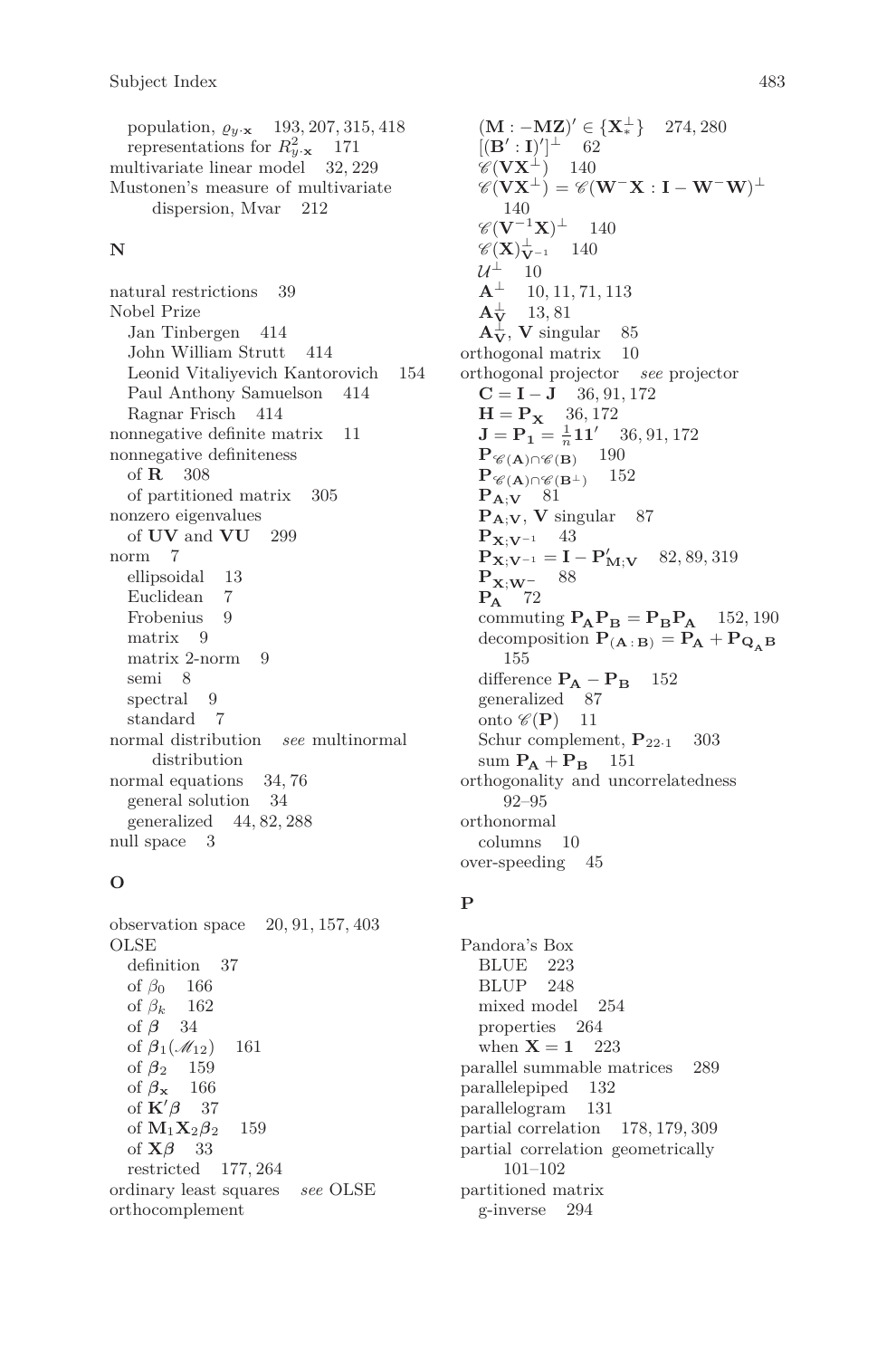population, $\varrho_{y\cdot\mathbf{x}}$ 193, 207, 315, 418
representations for $R^2_{y\cdot\mathbf{x}}$ 171
multivariate linear model 32, 229
Mustonen's measure of multivariate dispersion, Mvar 212

## N

natural restrictions 39
Nobel Prize
Jan Tinbergen 414
John William Strutt 414
Leonid Vitaliyevich Kantorovich 154
Paul Anthony Samuelson 414
Ragnar Frisch 414
nonnegative definite matrix 11
nonnegative definiteness
of $\mathbf{R}$ 308
of partitioned matrix 305
nonzero eigenvalues
of $\mathbf{UV}$ and $\mathbf{VU}$ 299
norm 7
ellipsoidal 13
Euclidean 7
Frobenius 9
matrix 9
matrix 2-norm 9
semi 8
spectral 9
standard 7
normal distribution *see* multinormal distribution
normal equations 34, 76
general solution 34
generalized 44, 82, 288
null space 3

## O

observation space 20, 91, 157, 403
OLSE
definition 37
of $\beta_0$ 166
of $\beta_k$ 162
of $\boldsymbol{\beta}$ 34
of $\boldsymbol{\beta}_1(\mathscr{M}_{12})$ 161
of $\boldsymbol{\beta}_2$ 159
of $\boldsymbol{\beta}_{\mathbf{x}}$ 166
of $\mathbf{K}'\boldsymbol{\beta}$ 37
of $\mathbf{M}_1\mathbf{X}_2\boldsymbol{\beta}_2$ 159
of $\mathbf{X}\boldsymbol{\beta}$ 33
restricted 177, 264
ordinary least squares *see* OLSE
orthocomplement
$(\mathbf{M} : -\mathbf{MZ})' \in \{\mathbf{X}_*^{\perp}\}$ 274, 280
$[(\mathbf{B}' : \mathbf{I})']^{\perp}$ 62
$\mathscr{C}(\mathbf{VX}^{\perp})$ 140
$\mathscr{C}(\mathbf{VX}^{\perp}) = \mathscr{C}(\mathbf{W}^{-}\mathbf{X} : \mathbf{I} - \mathbf{W}^{-}\mathbf{W})^{\perp}$ 140
$\mathscr{C}(\mathbf{V}^{-1}\mathbf{X})^{\perp}$ 140
$\mathscr{C}(\mathbf{X})^{\perp}_{\mathbf{V}^{-1}}$ 140
$\mathcal{U}^{\perp}$ 10
$\mathbf{A}^{\perp}$ 10, 11, 71, 113
$\mathbf{A}^{\perp}_{\mathbf{V}}$ 13, 81
$\mathbf{A}^{\perp}_{\mathbf{V}}$, $\mathbf{V}$ singular 85
orthogonal matrix 10
orthogonal projector *see* projector
$\mathbf{C} = \mathbf{I} - \mathbf{J}$ 36, 91, 172
$\mathbf{H} = \mathbf{P}_{\mathbf{X}}$ 36, 172
$\mathbf{J} = \mathbf{P}_{\mathbf{1}} = \frac{1}{n}\mathbf{1}\mathbf{1}'$ 36, 91, 172
$\mathbf{P}_{\mathscr{C}(\mathbf{A})\cap\mathscr{C}(\mathbf{B})}$ 190
$\mathbf{P}_{\mathscr{C}(\mathbf{A})\cap\mathscr{C}(\mathbf{B}^{\perp})}$ 152
$\mathbf{P}_{\mathbf{A};\mathbf{V}}$ 81
$\mathbf{P}_{\mathbf{A};\mathbf{V}}$, $\mathbf{V}$ singular 87
$\mathbf{P}_{\mathbf{X};\mathbf{V}^{-1}}$ 43
$\mathbf{P}_{\mathbf{X};\mathbf{V}^{-1}} = \mathbf{I} - \mathbf{P}'_{\mathbf{M};\mathbf{V}}$ 82, 89, 319
$\mathbf{P}_{\mathbf{X};\mathbf{W}^{-}}$ 88
$\mathbf{P}_{\mathbf{A}}$ 72
commuting $\mathbf{P}_{\mathbf{A}}\mathbf{P}_{\mathbf{B}} = \mathbf{P}_{\mathbf{B}}\mathbf{P}_{\mathbf{A}}$ 152, 190
decomposition $\mathbf{P}_{(\mathbf{A}\,:\,\mathbf{B})} = \mathbf{P}_{\mathbf{A}} + \mathbf{P}_{\mathbf{Q}_{\mathbf{A}}\mathbf{B}}$ 155
difference $\mathbf{P}_{\mathbf{A}} - \mathbf{P}_{\mathbf{B}}$ 152
generalized 87
onto $\mathscr{C}(\mathbf{P})$ 11
Schur complement, $\mathbf{P}_{22\cdot 1}$ 303
sum $\mathbf{P}_{\mathbf{A}} + \mathbf{P}_{\mathbf{B}}$ 151
orthogonality and uncorrelatedness 92–95
orthonormal
columns 10
over-speeding 45

## P

Pandora's Box
BLUE 223
BLUP 248
mixed model 254
properties 264
when $\mathbf{X} = \mathbf{1}$ 223
parallel summable matrices 289
parallelepiped 132
parallelogram 131
partial correlation 178, 179, 309
partial correlation geometrically 101–102
partitioned matrix
g-inverse 294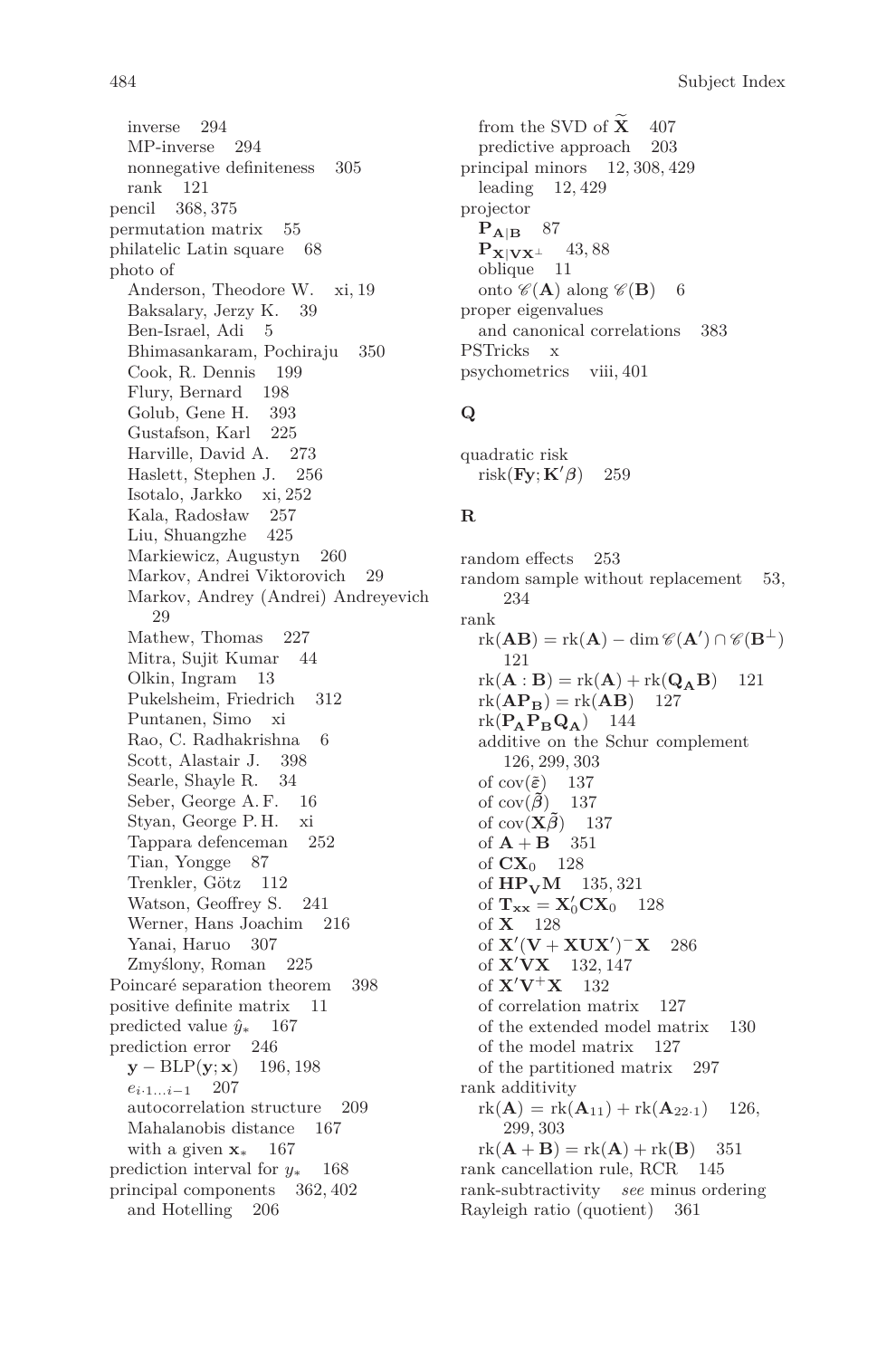inverse 294
MP-inverse 294
nonnegative definiteness 305
rank 121
pencil 368, 375
permutation matrix 55
philatelic Latin square 68
photo of
Anderson, Theodore W. xi, 19
Baksalary, Jerzy K. 39
Ben-Israel, Adi 5
Bhimasankaram, Pochiraju 350
Cook, R. Dennis 199
Flury, Bernard 198
Golub, Gene H. 393
Gustafson, Karl 225
Harville, David A. 273
Haslett, Stephen J. 256
Isotalo, Jarkko xi, 252
Kala, Radosław 257
Liu, Shuangzhe 425
Markiewicz, Augustyn 260
Markov, Andrei Viktorovich 29
Markov, Andrey (Andrei) Andreyevich 29
Mathew, Thomas 227
Mitra, Sujit Kumar 44
Olkin, Ingram 13
Pukelsheim, Friedrich 312
Puntanen, Simo xi
Rao, C. Radhakrishna 6
Scott, Alastair J. 398
Searle, Shayle R. 34
Seber, George A. F. 16
Styan, George P. H. xi
Tappara defenceman 252
Tian, Yongge 87
Trenkler, Götz 112
Watson, Geoffrey S. 241
Werner, Hans Joachim 216
Yanai, Haruo 307
Zmyślony, Roman 225
Poincaré separation theorem 398
positive definite matrix 11
predicted value $\hat{y}_*$ 167
prediction error 246
$\mathbf{y} - \mathrm{BLP}(\mathbf{y}; \mathbf{x})$ 196, 198
$e_{i \cdot 1 \ldots i-1}$ 207
autocorrelation structure 209
Mahalanobis distance 167
with a given $\mathbf{x}_*$ 167
prediction interval for $y_*$ 168
principal components 362, 402
and Hotelling 206
from the SVD of $\widetilde{\mathbf{X}}$ 407
predictive approach 203
principal minors 12, 308, 429
leading 12, 429
projector
$\mathbf{P}_{\mathbf{A}|\mathbf{B}}$ 87
$\mathbf{P}_{\mathbf{X}|\mathbf{V}\mathbf{X}^{\perp}}$ 43, 88
oblique 11
onto $\mathscr{C}(\mathbf{A})$ along $\mathscr{C}(\mathbf{B})$ 6
proper eigenvalues
and canonical correlations 383
PSTricks x
psychometrics viii, 401

## Q

quadratic risk
$\mathrm{risk}(\mathbf{Fy}; \mathbf{K}'\boldsymbol{\beta})$ 259

## R

random effects 253
random sample without replacement 53, 234
rank
$\mathrm{rk}(\mathbf{AB}) = \mathrm{rk}(\mathbf{A}) - \dim \mathscr{C}(\mathbf{A}') \cap \mathscr{C}(\mathbf{B}^{\perp})$ 121
$\mathrm{rk}(\mathbf{A} : \mathbf{B}) = \mathrm{rk}(\mathbf{A}) + \mathrm{rk}(\mathbf{Q_A B})$ 121
$\mathrm{rk}(\mathbf{AP_B}) = \mathrm{rk}(\mathbf{AB})$ 127
$\mathrm{rk}(\mathbf{P_A P_B Q_A})$ 144
additive on the Schur complement 126, 299, 303
of $\mathrm{cov}(\tilde{\boldsymbol{\varepsilon}})$ 137
of $\mathrm{cov}(\tilde{\boldsymbol{\beta}})$ 137
of $\mathrm{cov}(\mathbf{X}\tilde{\boldsymbol{\beta}})$ 137
of $\mathbf{A} + \mathbf{B}$ 351
of $\mathbf{CX}_0$ 128
of $\mathbf{HP_V M}$ 135, 321
of $\mathbf{T_{xx}} = \mathbf{X}_0'\mathbf{CX}_0$ 128
of $\mathbf{X}$ 128
of $\mathbf{X}'(\mathbf{V} + \mathbf{XUX}')^{-}\mathbf{X}$ 286
of $\mathbf{X}'\mathbf{VX}$ 132, 147
of $\mathbf{X}'\mathbf{V}^{+}\mathbf{X}$ 132
of correlation matrix 127
of the extended model matrix 130
of the model matrix 127
of the partitioned matrix 297
rank additivity
$\mathrm{rk}(\mathbf{A}) = \mathrm{rk}(\mathbf{A}_{11}) + \mathrm{rk}(\mathbf{A}_{22 \cdot 1})$ 126, 299, 303
$\mathrm{rk}(\mathbf{A} + \mathbf{B}) = \mathrm{rk}(\mathbf{A}) + \mathrm{rk}(\mathbf{B})$ 351
rank cancellation rule, RCR 145
rank-subtractivity *see* minus ordering
Rayleigh ratio (quotient) 361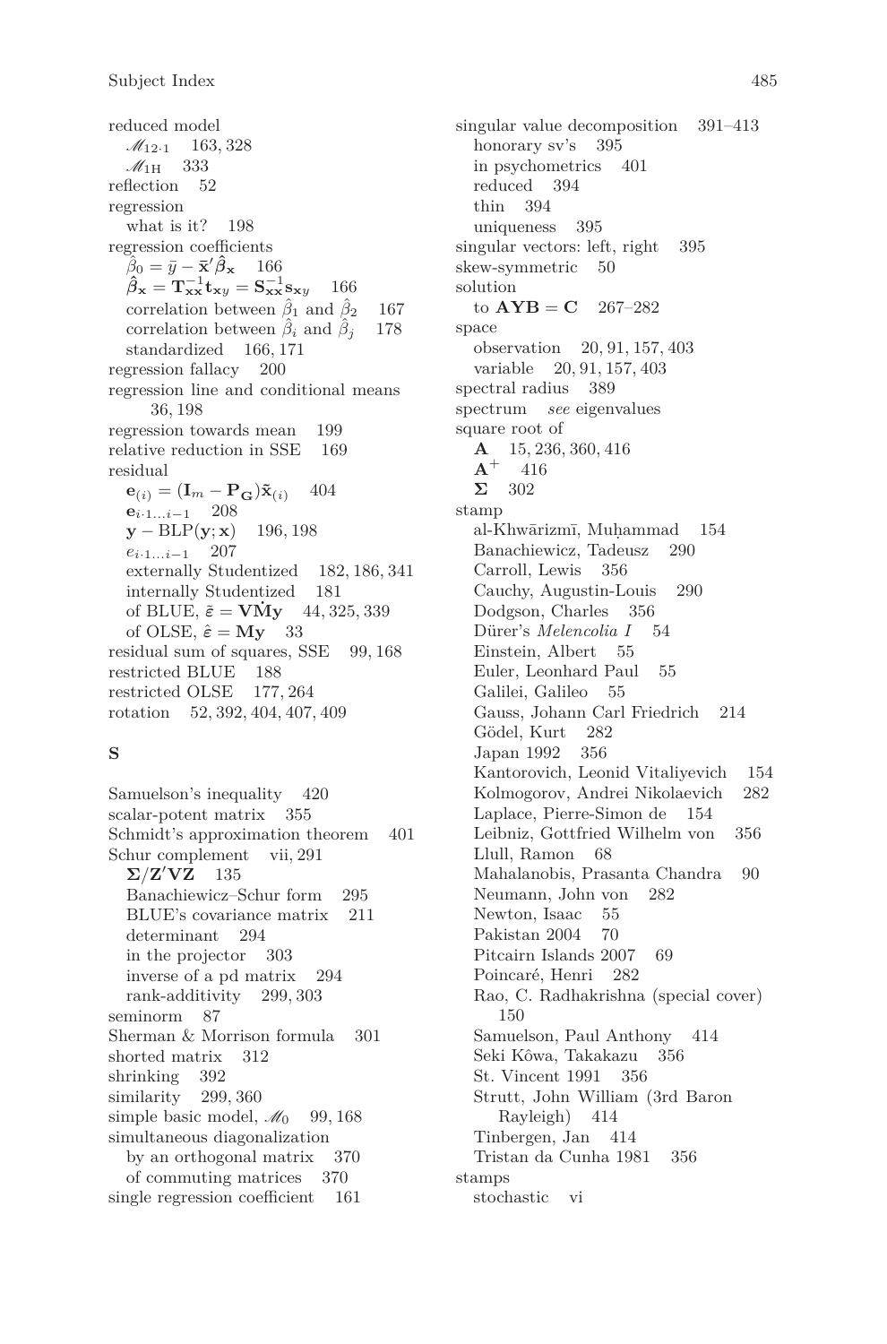reduced model
  $\mathscr{M}_{12\cdot 1}$ 163, 328
  $\mathscr{M}_{1\mathrm{H}}$ 333
reflection 52
regression
  what is it? 198
regression coefficients
  $\hat{\beta}_0 = \bar{y} - \bar{\mathbf{x}}'\hat{\boldsymbol{\beta}}_{\mathbf{x}}$ 166
  $\hat{\boldsymbol{\beta}}_{\mathbf{x}} = \mathbf{T}_{\mathbf{xx}}^{-1}\mathbf{t}_{\mathbf{x}y} = \mathbf{S}_{\mathbf{xx}}^{-1}\mathbf{s}_{\mathbf{x}y}$ 166
  correlation between $\hat{\beta}_1$ and $\hat{\beta}_2$ 167
  correlation between $\hat{\beta}_i$ and $\hat{\beta}_j$ 178
  standardized 166, 171
regression fallacy 200
regression line and conditional means 36, 198
regression towards mean 199
relative reduction in SSE 169
residual
  $\mathbf{e}_{(i)} = (\mathbf{I}_m - \mathbf{P}_{\mathbf{G}})\tilde{\mathbf{x}}_{(i)}$ 404
  $\mathbf{e}_{i\cdot 1\ldots i-1}$ 208
  $\mathbf{y} - \mathrm{BLP}(\mathbf{y};\mathbf{x})$ 196, 198
  $e_{i\cdot 1\ldots i-1}$ 207
  externally Studentized 182, 186, 341
  internally Studentized 181
  of BLUE, $\tilde{\boldsymbol{\varepsilon}} = \mathbf{V}\dot{\mathbf{M}}\mathbf{y}$ 44, 325, 339
  of OLSE, $\hat{\boldsymbol{\varepsilon}} = \mathbf{M}\mathbf{y}$ 33
residual sum of squares, SSE 99, 168
restricted BLUE 188
restricted OLSE 177, 264
rotation 52, 392, 404, 407, 409

## S

Samuelson's inequality 420
scalar-potent matrix 355
Schmidt's approximation theorem 401
Schur complement vii, 291
  $\boldsymbol{\Sigma}/\mathbf{Z}'\mathbf{V}\mathbf{Z}$ 135
  Banachiewicz–Schur form 295
  BLUE's covariance matrix 211
  determinant 294
  in the projector 303
  inverse of a pd matrix 294
  rank-additivity 299, 303
seminorm 87
Sherman & Morrison formula 301
shorted matrix 312
shrinking 392
similarity 299, 360
simple basic model, $\mathscr{M}_0$ 99, 168
simultaneous diagonalization
  by an orthogonal matrix 370
  of commuting matrices 370
single regression coefficient 161

singular value decomposition 391–413
  honorary sv's 395
  in psychometrics 401
  reduced 394
  thin 394
  uniqueness 395
singular vectors: left, right 395
skew-symmetric 50
solution
  to $\mathbf{AYB} = \mathbf{C}$ 267–282
space
  observation 20, 91, 157, 403
  variable 20, 91, 157, 403
spectral radius 389
spectrum *see* eigenvalues
square root of
  $\mathbf{A}$ 15, 236, 360, 416
  $\mathbf{A}^+$ 416
  $\boldsymbol{\Sigma}$ 302
stamp
  al-Khwārizmī, Muḥammad 154
  Banachiewicz, Tadeusz 290
  Carroll, Lewis 356
  Cauchy, Augustin-Louis 290
  Dodgson, Charles 356
  Dürer's *Melencolia I* 54
  Einstein, Albert 55
  Euler, Leonhard Paul 55
  Galilei, Galileo 55
  Gauss, Johann Carl Friedrich 214
  Gödel, Kurt 282
  Japan 1992 356
  Kantorovich, Leonid Vitaliyevich 154
  Kolmogorov, Andrei Nikolaevich 282
  Laplace, Pierre-Simon de 154
  Leibniz, Gottfried Wilhelm von 356
  Llull, Ramon 68
  Mahalanobis, Prasanta Chandra 90
  Neumann, John von 282
  Newton, Isaac 55
  Pakistan 2004 70
  Pitcairn Islands 2007 69
  Poincaré, Henri 282
  Rao, C. Radhakrishna (special cover) 150
  Samuelson, Paul Anthony 414
  Seki Kôwa, Takakazu 356
  St. Vincent 1991 356
  Strutt, John William (3rd Baron Rayleigh) 414
  Tinbergen, Jan 414
  Tristan da Cunha 1981 356
stamps
  stochastic vi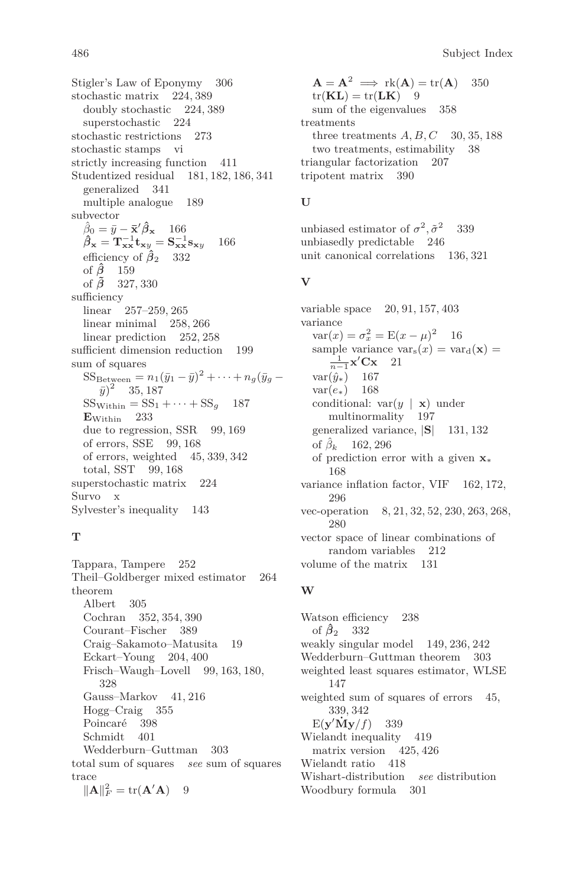Stigler's Law of Eponymy 306
stochastic matrix 224, 389
  doubly stochastic 224, 389
  superstochastic 224
stochastic restrictions 273
stochastic stamps vi
strictly increasing function 411
Studentized residual 181, 182, 186, 341
  generalized 341
  multiple analogue 189
subvector
  $\hat{\beta}_0 = \bar{y} - \bar{\mathbf{x}}'\hat{\boldsymbol{\beta}}_{\mathbf{x}}$ 166
  $\hat{\boldsymbol{\beta}}_{\mathbf{x}} = \mathbf{T}_{\mathbf{xx}}^{-1}\mathbf{t}_{\mathbf{x}y} = \mathbf{S}_{\mathbf{xx}}^{-1}\mathbf{s}_{\mathbf{x}y}$ 166
  efficiency of $\hat{\boldsymbol{\beta}}_2$ 332
  of $\hat{\boldsymbol{\beta}}$ 159
  of $\tilde{\boldsymbol{\beta}}$ 327, 330
sufficiency
  linear 257–259, 265
  linear minimal 258, 266
  linear prediction 252, 258
sufficient dimension reduction 199
sum of squares
  $\mathrm{SS}_{\mathrm{Between}} = n_1(\bar{y}_1 - \bar{y})^2 + \cdots + n_g(\bar{y}_g - \bar{y})^2$ 35, 187
  $\mathrm{SS}_{\mathrm{Within}} = \mathrm{SS}_1 + \cdots + \mathrm{SS}_g$ 187
  $\mathbf{E}_{\mathrm{Within}}$ 233
  due to regression, SSR 99, 169
  of errors, SSE 99, 168
  of errors, weighted 45, 339, 342
  total, SST 99, 168
superstochastic matrix 224
Survo x
Sylvester's inequality 143

**T**

Tappara, Tampere 252
Theil–Goldberger mixed estimator 264
theorem
  Albert 305
  Cochran 352, 354, 390
  Courant–Fischer 389
  Craig–Sakamoto–Matusita 19
  Eckart–Young 204, 400
  Frisch–Waugh–Lovell 99, 163, 180, 328
  Gauss–Markov 41, 216
  Hogg–Craig 355
  Poincaré 398
  Schmidt 401
  Wedderburn–Guttman 303
total sum of squares *see* sum of squares
trace
  $\|\mathbf{A}\|_F^2 = \mathrm{tr}(\mathbf{A}'\mathbf{A})$ 9
  $\mathbf{A} = \mathbf{A}^2 \implies \mathrm{rk}(\mathbf{A}) = \mathrm{tr}(\mathbf{A})$ 350
  $\mathrm{tr}(\mathbf{KL}) = \mathrm{tr}(\mathbf{LK})$ 9
  sum of the eigenvalues 358
treatments
  three treatments $A, B, C$ 30, 35, 188
  two treatments, estimability 38
triangular factorization 207
tripotent matrix 390

**U**

unbiased estimator of $\sigma^2, \tilde{\sigma}^2$ 339
unbiasedly predictable 246
unit canonical correlations 136, 321

**V**

variable space 20, 91, 157, 403
variance
  $\mathrm{var}(x) = \sigma_x^2 = \mathrm{E}(x - \mu)^2$ 16
  sample variance $\mathrm{var}_{\mathrm{s}}(x) = \mathrm{var}_{\mathrm{d}}(\mathbf{x}) = \frac{1}{n-1}\mathbf{x}'\mathbf{C}\mathbf{x}$ 21
  $\mathrm{var}(\hat{y}_*)$ 167
  $\mathrm{var}(e_*)$ 168
  conditional: $\mathrm{var}(y \mid \mathbf{x})$ under multinormality 197
  generalized variance, $|\mathbf{S}|$ 131, 132
  of $\hat{\beta}_k$ 162, 296
  of prediction error with a given $\mathbf{x}_*$ 168
variance inflation factor, VIF 162, 172, 296
vec-operation 8, 21, 32, 52, 230, 263, 268, 280
vector space of linear combinations of random variables 212
volume of the matrix 131

**W**

Watson efficiency 238
  of $\hat{\boldsymbol{\beta}}_2$ 332
weakly singular model 149, 236, 242
Wedderburn–Guttman theorem 303
weighted least squares estimator, WLSE 147
weighted sum of squares of errors 45, 339, 342
  $\mathrm{E}(\mathbf{y}'\dot{\mathbf{M}}\mathbf{y}/f)$ 339
Wielandt inequality 419
  matrix version 425, 426
Wielandt ratio 418
Wishart-distribution *see* distribution
Woodbury formula 301